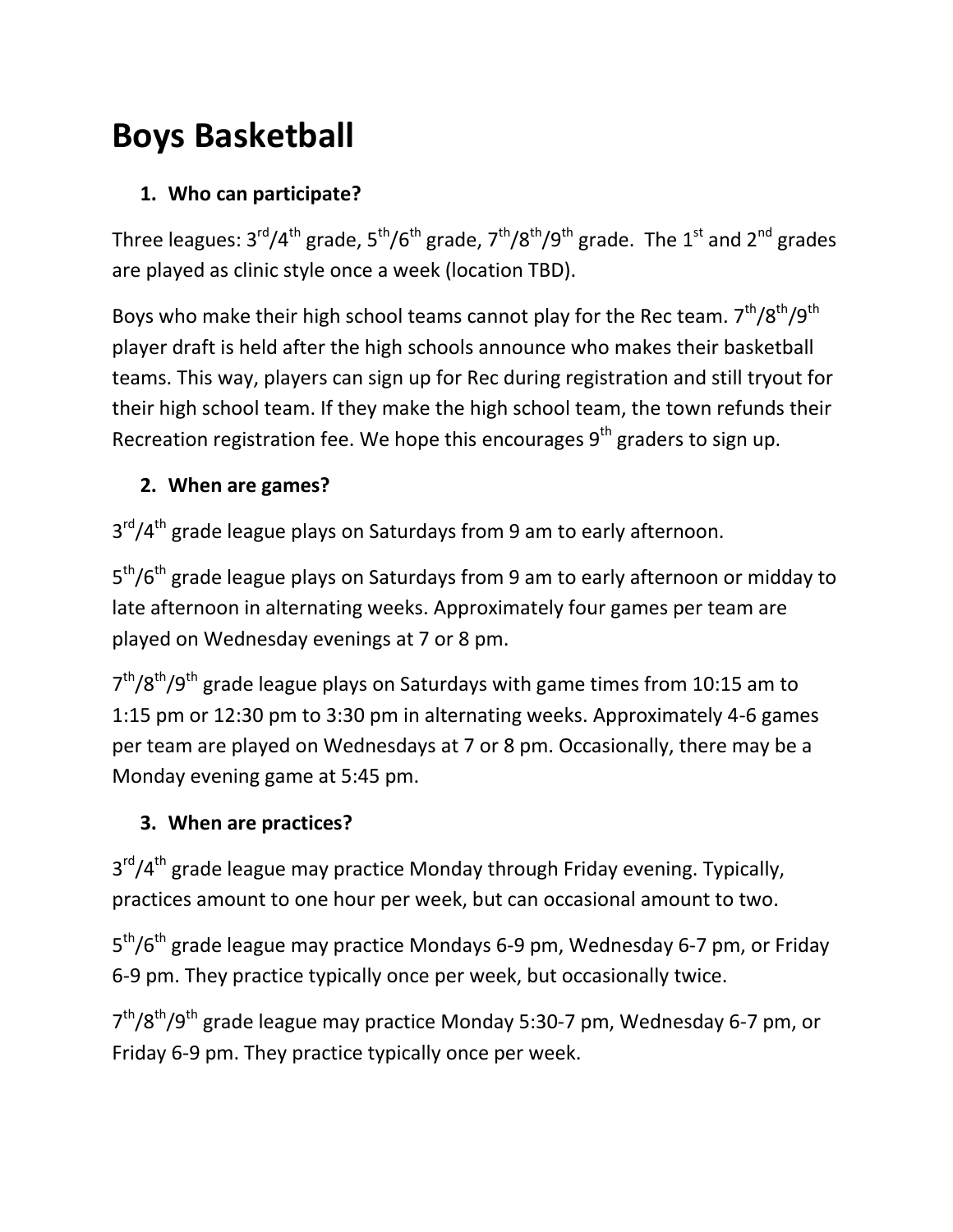# Boys Basketball

## 1. Who can participate?

Three leagues: 3$^{rd}$/4$^{th}$ grade, 5$^{th}$/6$^{th}$ grade, 7$^{th}$/8$^{th}$/9$^{th}$ grade. The 1$^{st}$ and 2$^{nd}$ grades are played as clinic style once a week (location TBD).

Boys who make their high school teams cannot play for the Rec team. 7$^{th}$/8$^{th}$/9$^{th}$ player draft is held after the high schools announce who makes their basketball teams. This way, players can sign up for Rec during registration and still tryout for their high school team. If they make the high school team, the town refunds their Recreation registration fee. We hope this encourages 9$^{th}$ graders to sign up.

## 2. When are games?

3$^{rd}$/4$^{th}$ grade league plays on Saturdays from 9 am to early afternoon.

5$^{th}$/6$^{th}$ grade league plays on Saturdays from 9 am to early afternoon or midday to late afternoon in alternating weeks. Approximately four games per team are played on Wednesday evenings at 7 or 8 pm.

7$^{th}$/8$^{th}$/9$^{th}$ grade league plays on Saturdays with game times from 10:15 am to 1:15 pm or 12:30 pm to 3:30 pm in alternating weeks. Approximately 4-6 games per team are played on Wednesdays at 7 or 8 pm. Occasionally, there may be a Monday evening game at 5:45 pm.

## 3. When are practices?

3$^{rd}$/4$^{th}$ grade league may practice Monday through Friday evening. Typically, practices amount to one hour per week, but can occasional amount to two.

5$^{th}$/6$^{th}$ grade league may practice Mondays 6-9 pm, Wednesday 6-7 pm, or Friday 6-9 pm. They practice typically once per week, but occasionally twice.

7$^{th}$/8$^{th}$/9$^{th}$ grade league may practice Monday 5:30-7 pm, Wednesday 6-7 pm, or Friday 6-9 pm. They practice typically once per week.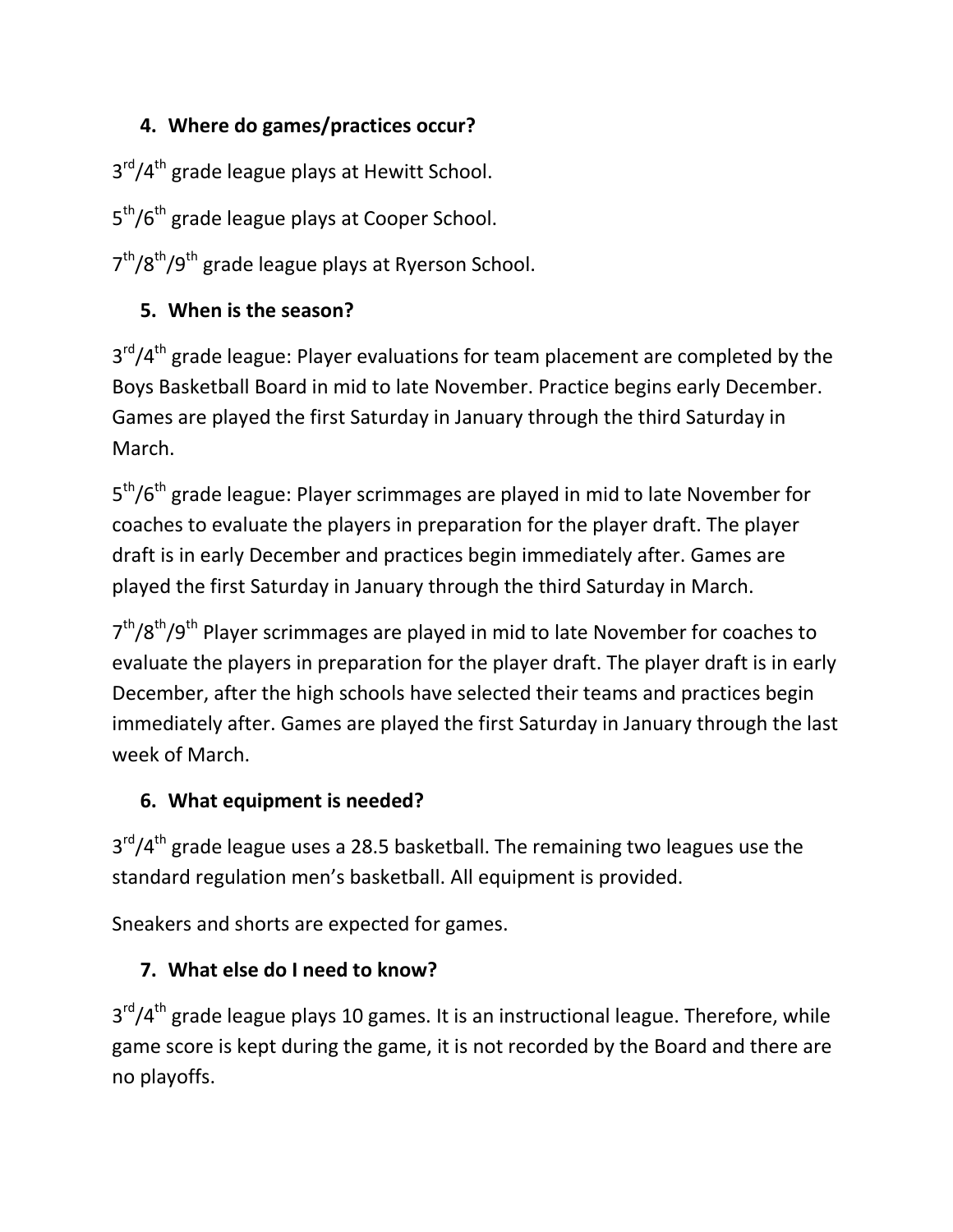4. **Where do games/practices occur?**

3$^{rd}$/4$^{th}$ grade league plays at Hewitt School.

5$^{th}$/6$^{th}$ grade league plays at Cooper School.

7$^{th}$/8$^{th}$/9$^{th}$ grade league plays at Ryerson School.

5. **When is the season?**

3$^{rd}$/4$^{th}$ grade league: Player evaluations for team placement are completed by the Boys Basketball Board in mid to late November. Practice begins early December. Games are played the first Saturday in January through the third Saturday in March.

5$^{th}$/6$^{th}$ grade league: Player scrimmages are played in mid to late November for coaches to evaluate the players in preparation for the player draft. The player draft is in early December and practices begin immediately after. Games are played the first Saturday in January through the third Saturday in March.

7$^{th}$/8$^{th}$/9$^{th}$ Player scrimmages are played in mid to late November for coaches to evaluate the players in preparation for the player draft. The player draft is in early December, after the high schools have selected their teams and practices begin immediately after. Games are played the first Saturday in January through the last week of March.

6. **What equipment is needed?**

3$^{rd}$/4$^{th}$ grade league uses a 28.5 basketball. The remaining two leagues use the standard regulation men's basketball. All equipment is provided.

Sneakers and shorts are expected for games.

7. **What else do I need to know?**

3$^{rd}$/4$^{th}$ grade league plays 10 games. It is an instructional league. Therefore, while game score is kept during the game, it is not recorded by the Board and there are no playoffs.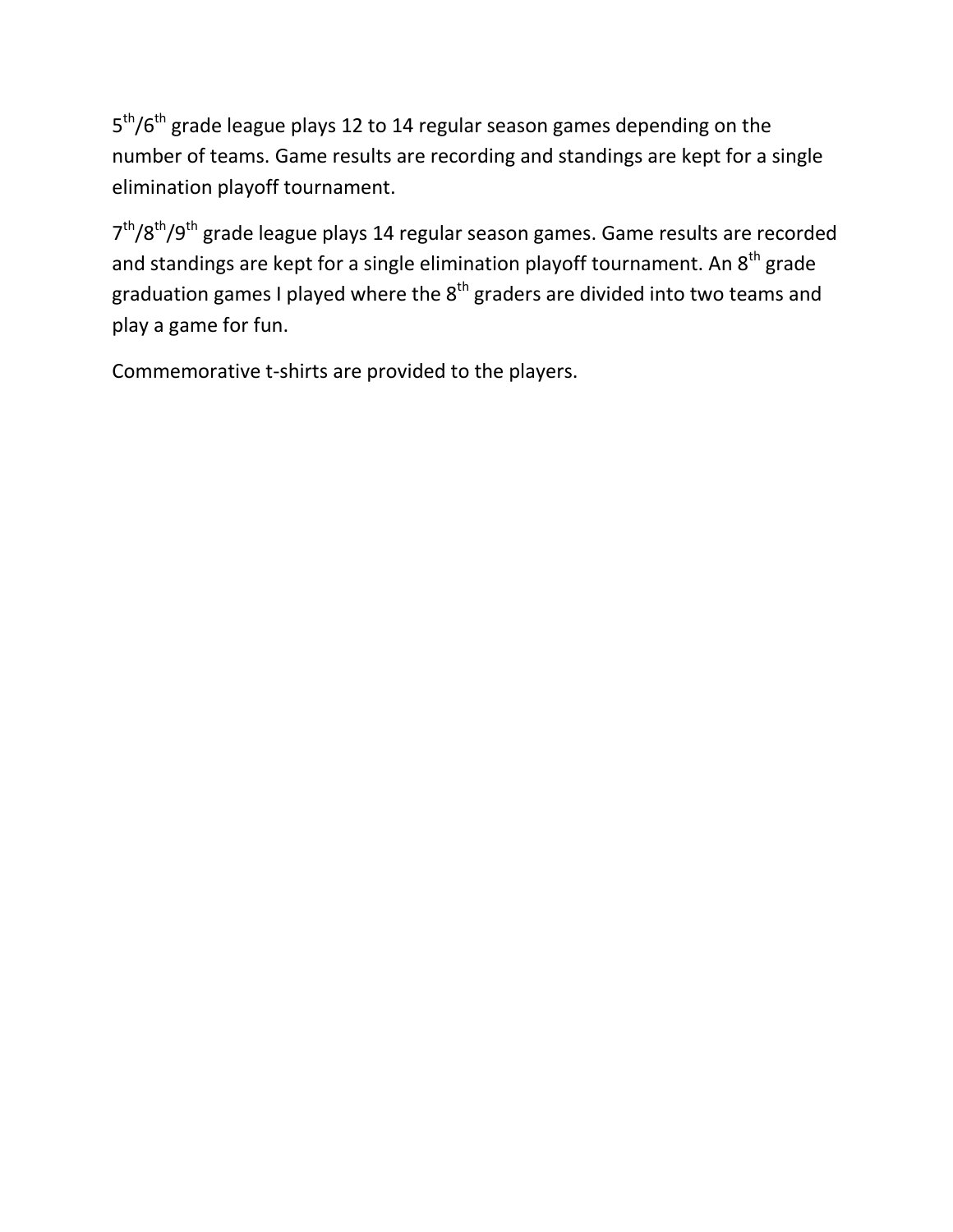5$^{th}$/6$^{th}$ grade league plays 12 to 14 regular season games depending on the number of teams. Game results are recording and standings are kept for a single elimination playoff tournament.

7$^{th}$/8$^{th}$/9$^{th}$ grade league plays 14 regular season games. Game results are recorded and standings are kept for a single elimination playoff tournament. An 8$^{th}$ grade graduation games I played where the 8$^{th}$ graders are divided into two teams and play a game for fun.

Commemorative t-shirts are provided to the players.